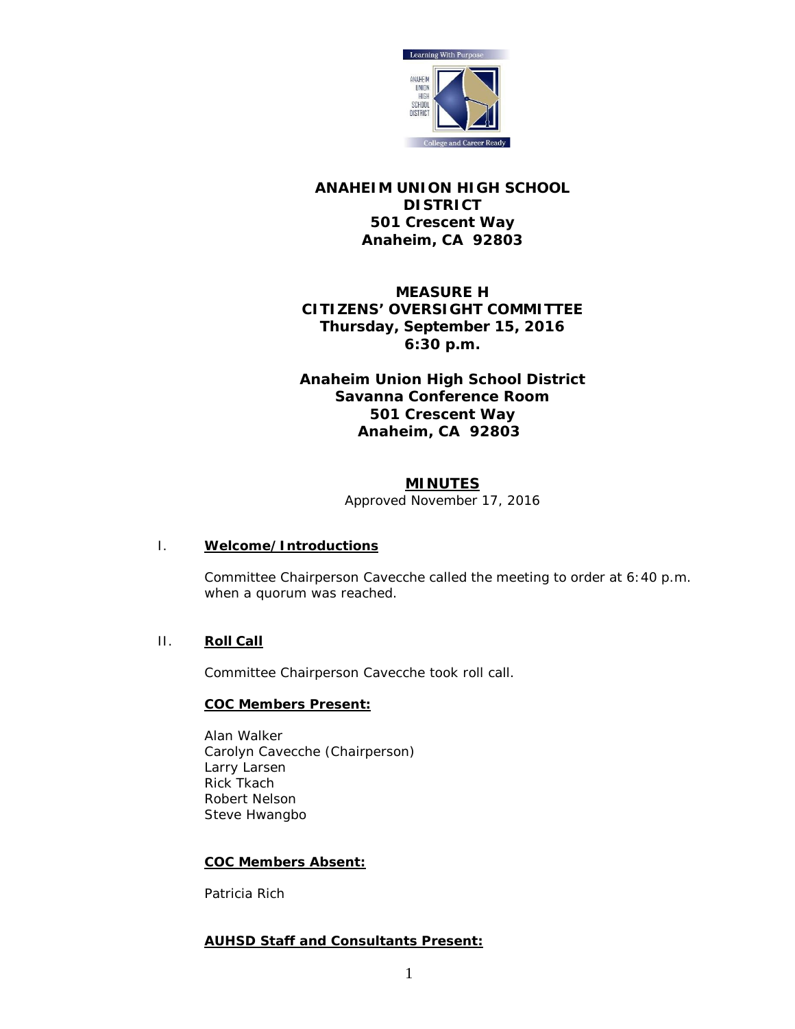**ANAHEIM UNION HIGH SCHOOL DISTRICT**
**501 Crescent Way**
**Anaheim, CA 92803**

**MEASURE H**
**CITIZENS' OVERSIGHT COMMITTEE**
**Thursday, September 15, 2016**
**6:30 p.m.**

**Anaheim Union High School District**
**Savanna Conference Room**
**501 Crescent Way**
**Anaheim, CA 92803**

## MINUTES

Approved November 17, 2016

## I. Welcome/Introductions

Committee Chairperson Cavecche called the meeting to order at 6:40 p.m. when a quorum was reached.

## II. Roll Call

Committee Chairperson Cavecche took roll call.

**COC Members Present:**

Alan Walker
Carolyn Cavecche (Chairperson)
Larry Larsen
Rick Tkach
Robert Nelson
Steve Hwangbo

**COC Members Absent:**

Patricia Rich

**AUHSD Staff and Consultants Present:**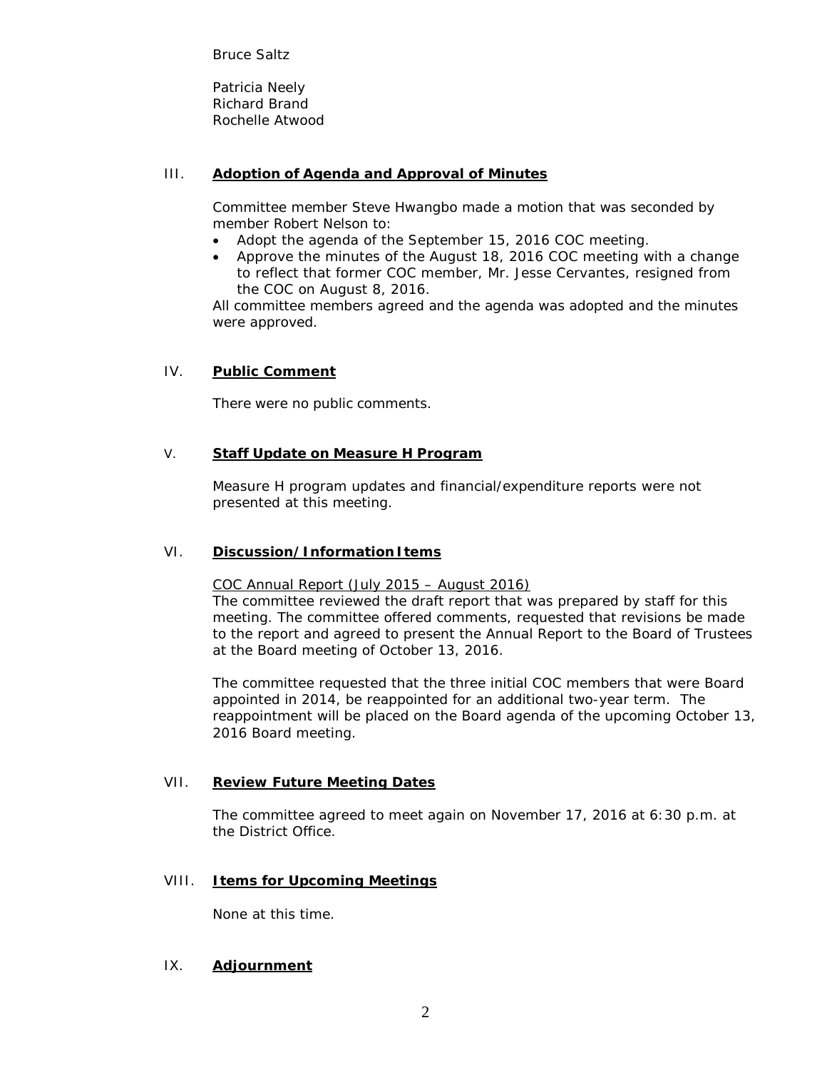Bruce Saltz

Patricia Neely
Richard Brand
Rochelle Atwood

## III. **Adoption of Agenda and Approval of Minutes**

Committee member Steve Hwangbo made a motion that was seconded by member Robert Nelson to:

- Adopt the agenda of the September 15, 2016 COC meeting.
- Approve the minutes of the August 18, 2016 COC meeting with a change to reflect that former COC member, Mr. Jesse Cervantes, resigned from the COC on August 8, 2016.

All committee members agreed and the agenda was adopted and the minutes were approved.

## IV. **Public Comment**

There were no public comments.

## V. **Staff Update on Measure H Program**

Measure H program updates and financial/expenditure reports were not presented at this meeting.

## VI. **Discussion/Information Items**

COC Annual Report (July 2015 – August 2016)
The committee reviewed the draft report that was prepared by staff for this meeting. The committee offered comments, requested that revisions be made to the report and agreed to present the Annual Report to the Board of Trustees at the Board meeting of October 13, 2016.

The committee requested that the three initial COC members that were Board appointed in 2014, be reappointed for an additional two-year term. The reappointment will be placed on the Board agenda of the upcoming October 13, 2016 Board meeting.

## VII. **Review Future Meeting Dates**

The committee agreed to meet again on November 17, 2016 at 6:30 p.m. at the District Office.

## VIII. **Items for Upcoming Meetings**

None at this time.

## IX. **Adjournment**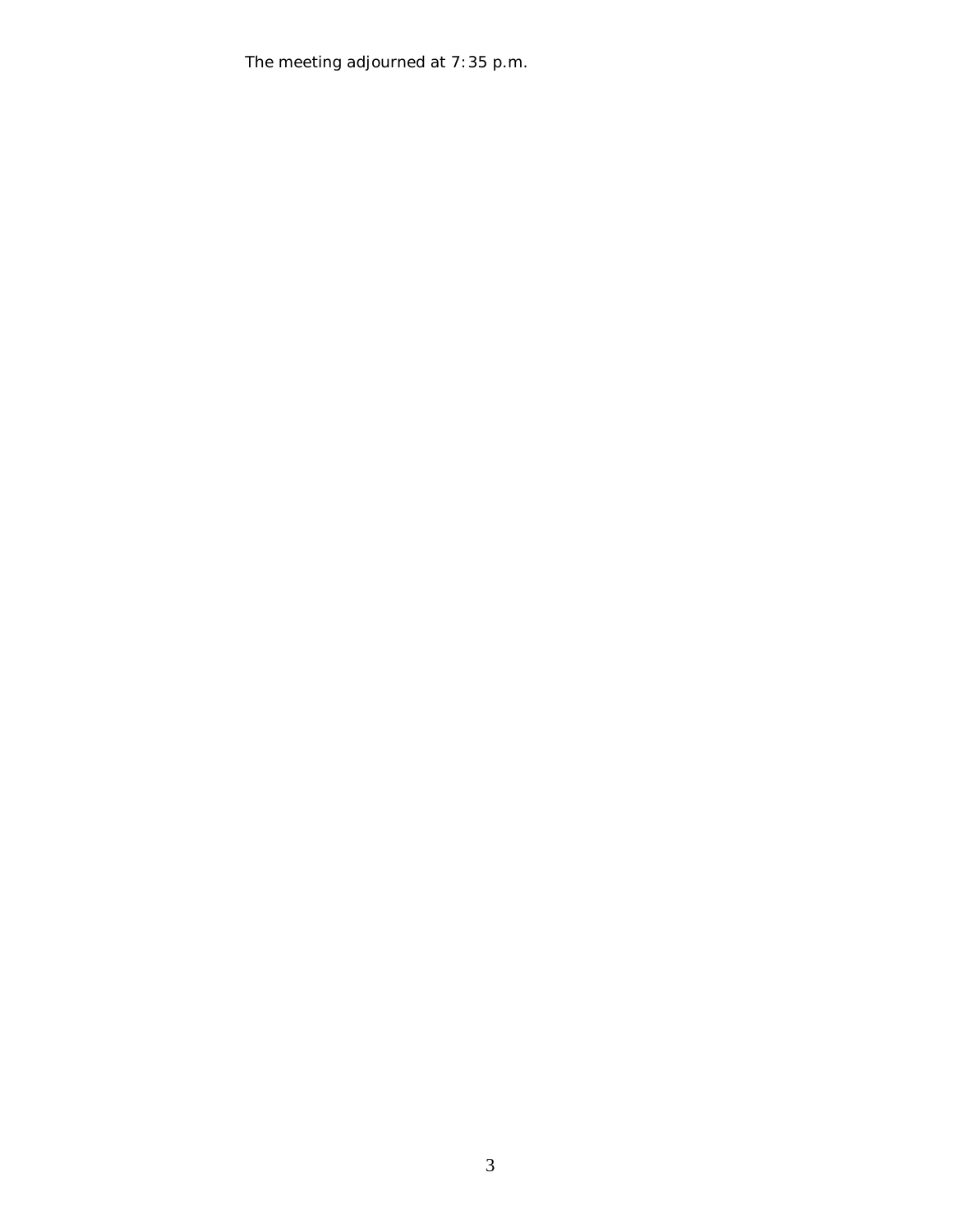The meeting adjourned at 7:35 p.m.